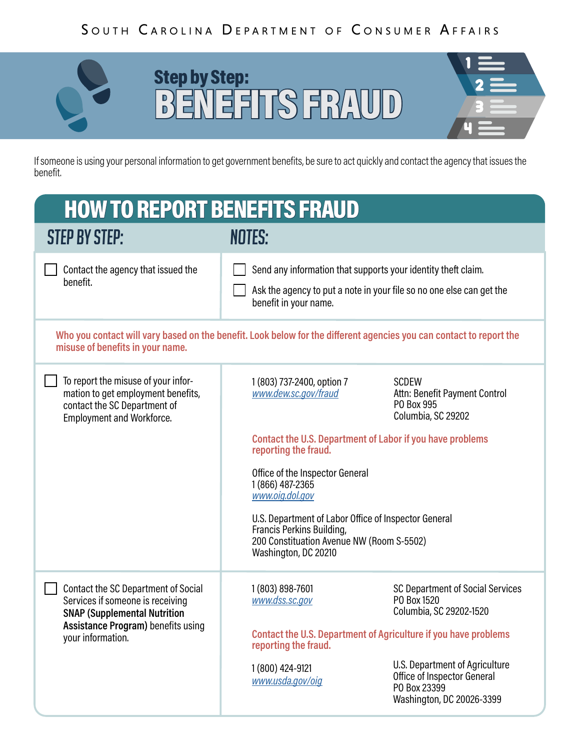SOUTH CAROLINA DEPARTMENT OF CONSUMER AFFAIRS

# Step by Step: BENEFITS FRAUD

If someone is using your personal information to get government benefits, be sure to act quickly and contact the agency that issues the benefit.

## HOW TO REPORT BENEFITS FRAUD

| STEP BY STEP: | NOTES: |
|---|---|
| ☐ Contact the agency that issued the benefit. | ☐ Send any information that supports your identity theft claim.<br>☐ Ask the agency to put a note in your file so no one else can get the benefit in your name. |

**Who you contact will vary based on the benefit. Look below for the different agencies you can contact to report the misuse of benefits in your name.**

| STEP BY STEP: | NOTES: |
|---|---|
| ☐ To report the misuse of your information to get employment benefits, contact the SC Department of Employment and Workforce. | 1 (803) 737-2400, option 7<br>www.dew.sc.gov/fraud<br><br>SCDEW<br>Attn: Benefit Payment Control<br>PO Box 995<br>Columbia, SC 29202<br><br>**Contact the U.S. Department of Labor if you have problems reporting the fraud.**<br><br>Office of the Inspector General<br>1 (866) 487-2365<br>www.oig.dol.gov<br><br>U.S. Department of Labor Office of Inspector General<br>Francis Perkins Building,<br>200 Constituation Avenue NW (Room S-5502)<br>Washington, DC 20210 |
| ☐ Contact the SC Department of Social Services if someone is receiving **SNAP (Supplemental Nutrition Assistance Program)** benefits using your information. | 1 (803) 898-7601<br>www.dss.sc.gov<br><br>SC Department of Social Services<br>PO Box 1520<br>Columbia, SC 29202-1520<br><br>**Contact the U.S. Department of Agriculture if you have problems reporting the fraud.**<br><br>1 (800) 424-9121<br>www.usda.gov/oig<br><br>U.S. Department of Agriculture<br>Office of Inspector General<br>PO Box 23399<br>Washington, DC 20026-3399 |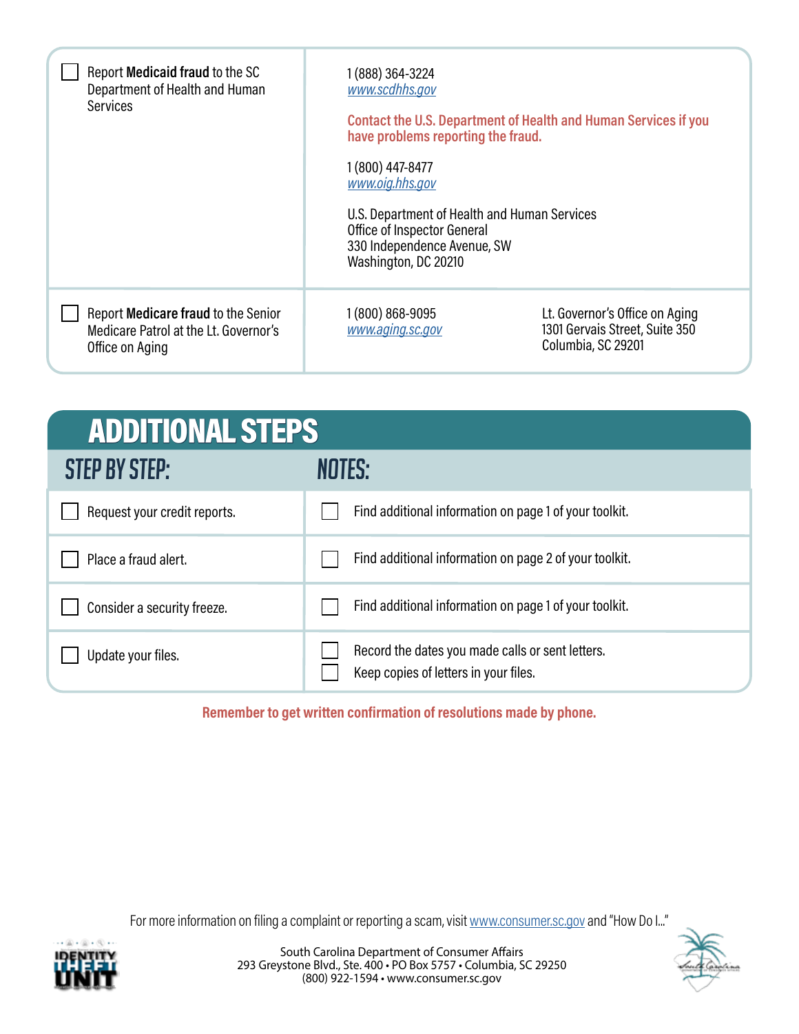| | | |
|---|---|---|
| ☐ Report **Medicaid fraud** to the SC Department of Health and Human Services | 1 (888) 364-3224<br>www.scdhhs.gov<br><br>**Contact the U.S. Department of Health and Human Services if you have problems reporting the fraud.**<br><br>1 (800) 447-8477<br>www.oig.hhs.gov<br><br>U.S. Department of Health and Human Services<br>Office of Inspector General<br>330 Independence Avenue, SW<br>Washington, DC 20210 | |
| ☐ Report **Medicare fraud** to the Senior Medicare Patrol at the Lt. Governor's Office on Aging | 1 (800) 868-9095<br>www.aging.sc.gov | Lt. Governor's Office on Aging<br>1301 Gervais Street, Suite 350<br>Columbia, SC 29201 |

## ADDITIONAL STEPS

| STEP BY STEP: | NOTES: |
|---|---|
| ☐ Request your credit reports. | ☐ Find additional information on page 1 of your toolkit. |
| ☐ Place a fraud alert. | ☐ Find additional information on page 2 of your toolkit. |
| ☐ Consider a security freeze. | ☐ Find additional information on page 1 of your toolkit. |
| ☐ Update your files. | ☐ Record the dates you made calls or sent letters.<br>☐ Keep copies of letters in your files. |

**Remember to get written confirmation of resolutions made by phone.**

For more information on filing a complaint or reporting a scam, visit www.consumer.sc.gov and "How Do I..."

South Carolina Department of Consumer Affairs
293 Greystone Blvd., Ste. 400 • PO Box 5757 • Columbia, SC 29250
(800) 922-1594 • www.consumer.sc.gov